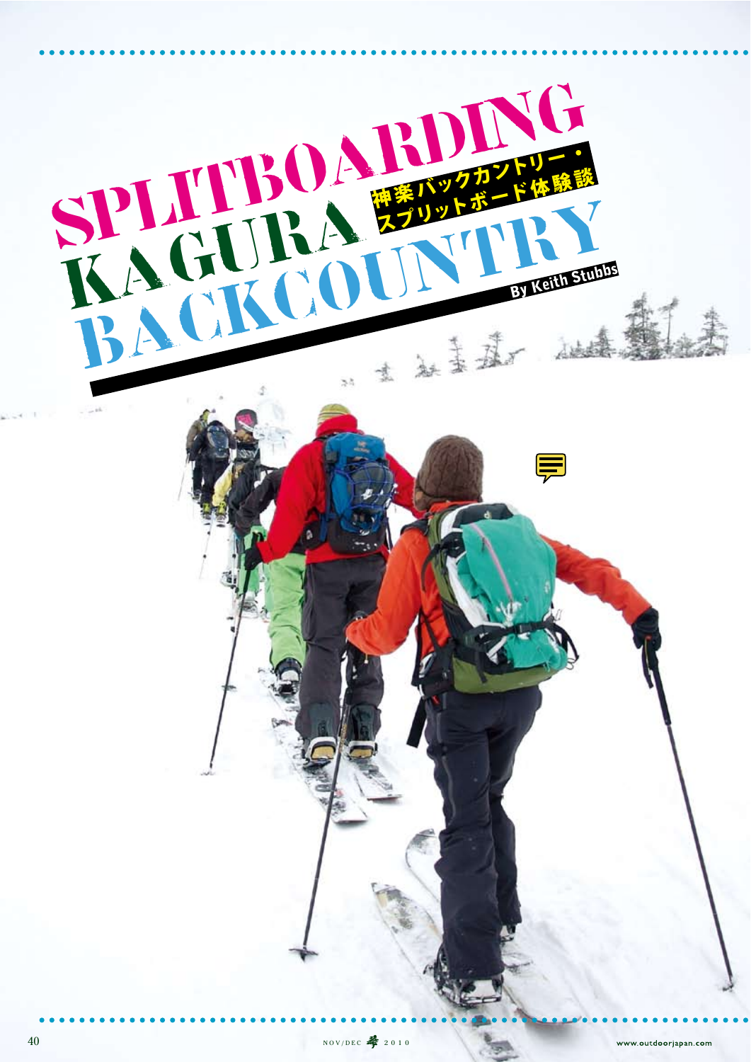# SPLITBOARDING KAGURA BACKCOUNTRY

神楽バックカントリー・スプリットボード体験談

By Keith Stubbs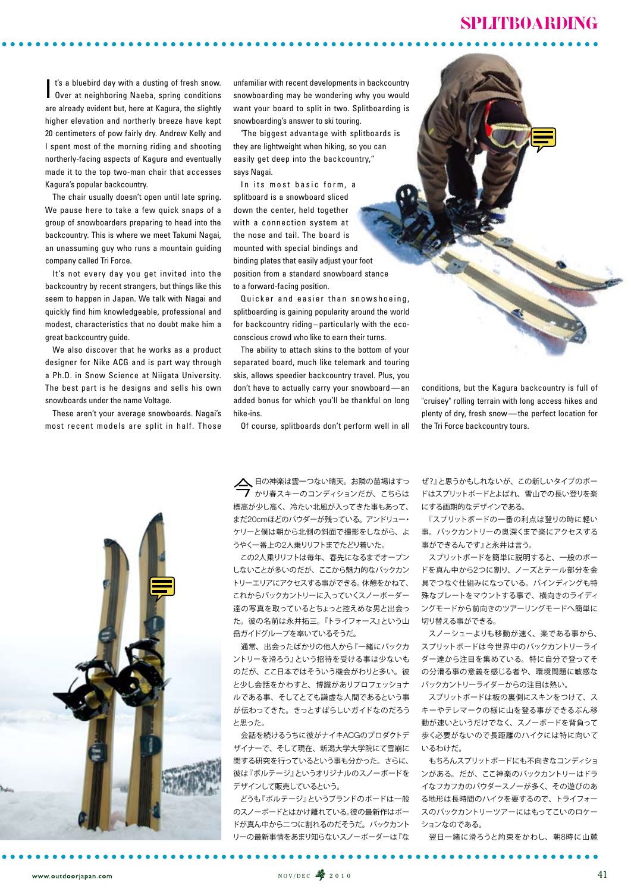It's a bluebird day with a dusting of fresh snow. Over at neighboring Naeba, spring conditions are already evident but, here at Kagura, the slightly higher elevation and northerly breeze have kept 20 centimeters of pow fairly dry. Andrew Kelly and I spent most of the morning riding and shooting northerly-facing aspects of Kagura and eventually made it to the top two-man chair that accesses Kagura's popular backcountry.

The chair usually doesn't open until late spring. We pause here to take a few quick snaps of a group of snowboarders preparing to head into the backcountry. This is where we meet Takumi Nagai, an unassuming guy who runs a mountain guiding company called Tri Force.

It's not every day you get invited into the backcountry by recent strangers, but things like this seem to happen in Japan. We talk with Nagai and quickly find him knowledgeable, professional and modest, characteristics that no doubt make him a great backcountry guide.

We also discover that he works as a product designer for Nike ACG and is part way through a Ph.D. in Snow Science at Niigata University. The best part is he designs and sells his own snowboards under the name Voltage.

These aren't your average snowboards. Nagai's most recent models are split in half. Those unfamiliar with recent developments in backcountry snowboarding may be wondering why you would want your board to split in two. Splitboarding is snowboarding's answer to ski touring.

"The biggest advantage with splitboards is they are lightweight when hiking, so you can easily get deep into the backcountry," says Nagai.

In its most basic form, a splitboard is a snowboard sliced down the center, held together with a connection system at the nose and tail. The board is mounted with special bindings and binding plates that easily adjust your foot position from a standard snowboard stance to a forward-facing position.

Quicker and easier than snowshoeing, splitboarding is gaining popularity around the world for backcountry riding – particularly with the eco-conscious crowd who like to earn their turns.

The ability to attach skins to the bottom of your separated board, much like telemark and touring skis, allows speedier backcountry travel. Plus, you don't have to actually carry your snowboard — an added bonus for which you'll be thankful on long hike-ins.

Of course, splitboards don't perform well in all conditions, but the Kagura backcountry is full of "cruisey" rolling terrain with long access hikes and plenty of dry, fresh snow — the perfect location for the Tri Force backcountry tours.

今日の神楽は雲一つない晴天。お隣の苗場はすっかり春スキーのコンディションだが、こちらは標高が少し高く、冷たい北風が入ってきた事もあって、まだ20cmほどのパウダーが残っている。アンドリュー・ケリーと僕は朝から北側の斜面で撮影をしながら、ようやく一番上の2人乗リリフトまでたどり着いた。

この2人乗リリフトは毎年、春先になるまでオープンしないことが多いのだが、ここから魅力的なバックカントリーエリアにアクセスする事ができる。休憩をかねて、これからバックカントリーに入っていくスノーボーダー達の写真を取っているとちょっと控えめな男と出会った。彼の名前は永井拓三。『トライフォース』という山岳ガイドグループを率いているそうだ。

通常、出会ったばかりの他人から『一緒にバックカントリーを滑ろう』という招待を受ける事は少ないものだが、ここ日本ではそういう機会がわりと多い。彼と少し会話をかわすと、博識がありプロフェッショナルである事、そしてとても謙虚な人間であるという事が伝わってきた。きっとすばらしいガイドなのだろうと思った。

会話を続けるうちに彼がナイキACGのプロダクトデザイナーで、そして現在、新潟大学大学院にて雪崩に関する研究を行っているという事も分かった。さらに、彼は『ボルテージ』というオリジナルのスノーボードをデザインして販売しているという。

どうも『ボルテージ』というブランドのボードは一般のスノーボードとはかけ離れている。彼の最新作はボードが真ん中から二つに割れるのだそうだ。バックカントリーの最新事情をあまり知らないスノーボーダーは『なぜ?』と思うかもしれないが、この新しいタイプのボードはスプリットボードとよばれ、雪山での長い登りを楽にする画期的なデザインである。

『スプリットボードの一番の利点は登りの時に軽い事。バックカントリーの奥深くまで楽にアクセスする事ができるんです』と永井は言う。

スプリットボードを簡単に説明すると、一般のボードを真ん中から2つに割り、ノーズとテール部分を金具でつなぐ仕組みになっている。バインディングも特殊なプレートをマウントする事で、横向きのライディングモードから前向きのツアーリングモードへ簡単に切り替える事ができる。

スノーシューよりも移動が速く、楽である事から、スプリットボードは今世界中のバックカントリーライダー達から注目を集めている。特に自分で登ってその分滑る事の意義を感じる者や、環境問題に敏感なバックカントリーライダーからの注目は熱い。

スプリットボードは板の裏側にスキンをつけて、スキーやテレマークの様に山を登る事ができるぶん移動が速いというだけでなく、スノーボードを背負って歩く必要がないので長距離のハイクには特に向いているわけだ。

もちろんスプリットボードにも不向きなコンディションがある。だが、ここ神楽のバックカントリーはドライなフカフカのパウダースノーが多く、その遊びのある地形は長時間のハイクを要するので、トライフォースのバックカントリーツアーにはもってこいのロケーションなのである。

翌日一緒に滑ろうと約束をかわし、朝8時に山麓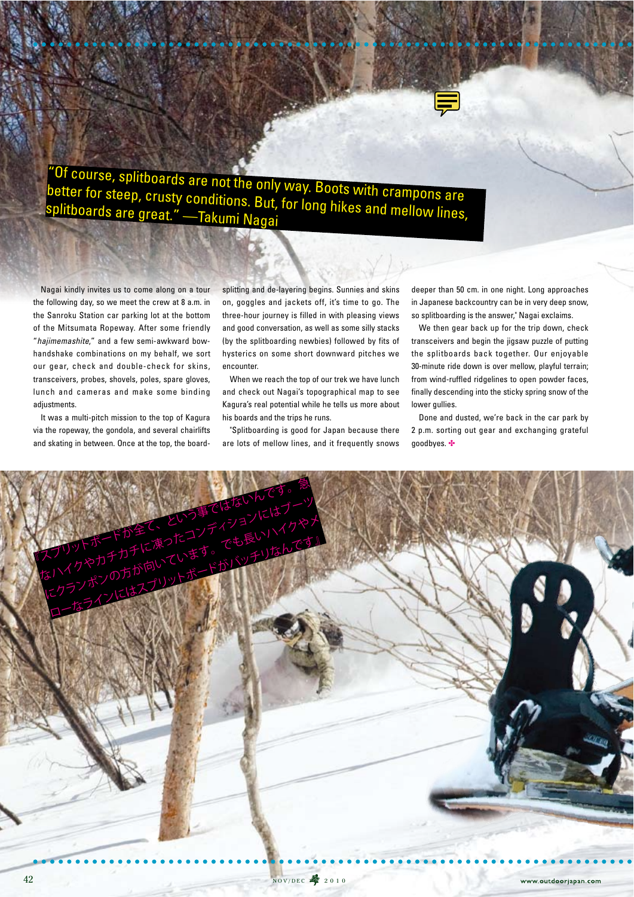"Of course, splitboards are not the only way. Boots with crampons are better for steep, crusty conditions. But, for long hikes and mellow lines, splitboards are great." —Takumi Nagai

Nagai kindly invites us to come along on a tour the following day, so we meet the crew at 8 a.m. in the Sanroku Station car parking lot at the bottom of the Mitsumata Ropeway. After some friendly "*hajimemashite*," and a few semi-awkward bow-handshake combinations on my behalf, we sort our gear, check and double-check for skins, transceivers, probes, shovels, poles, spare gloves, lunch and cameras and make some binding adjustments.

It was a multi-pitch mission to the top of Kagura via the ropeway, the gondola, and several chairlifts and skating in between. Once at the top, the board-splitting and de-layering begins. Sunnies and skins on, goggles and jackets off, it's time to go. The three-hour journey is filled in with pleasing views and good conversation, as well as some silly stacks (by the splitboarding newbies) followed by fits of hysterics on some short downward pitches we encounter.

When we reach the top of our trek we have lunch and check out Nagai's topographical map to see Kagura's real potential while he tells us more about his boards and the trips he runs.

"Splitboarding is good for Japan because there are lots of mellow lines, and it frequently snows deeper than 50 cm. in one night. Long approaches in Japanese backcountry can be in very deep snow, so splitboarding is the answer," Nagai exclaims.

We then gear back up for the trip down, check transceivers and begin the jigsaw puzzle of putting the splitboards back together. Our enjoyable 30-minute ride down is over mellow, playful terrain; from wind-ruffled ridgelines to open powder faces, finally descending into the sticky spring snow of the lower gullies.

Done and dusted, we're back in the car park by 2 p.m. sorting out gear and exchanging grateful goodbyes. ✣

『スプリットボードが全て、という事ではないんです。急なハイクやカチカチに凍ったコンディションにはブーツにクランポンの方が向いています。でも長いハイクやメローなラインにはスプリットボードがバッチリなんです』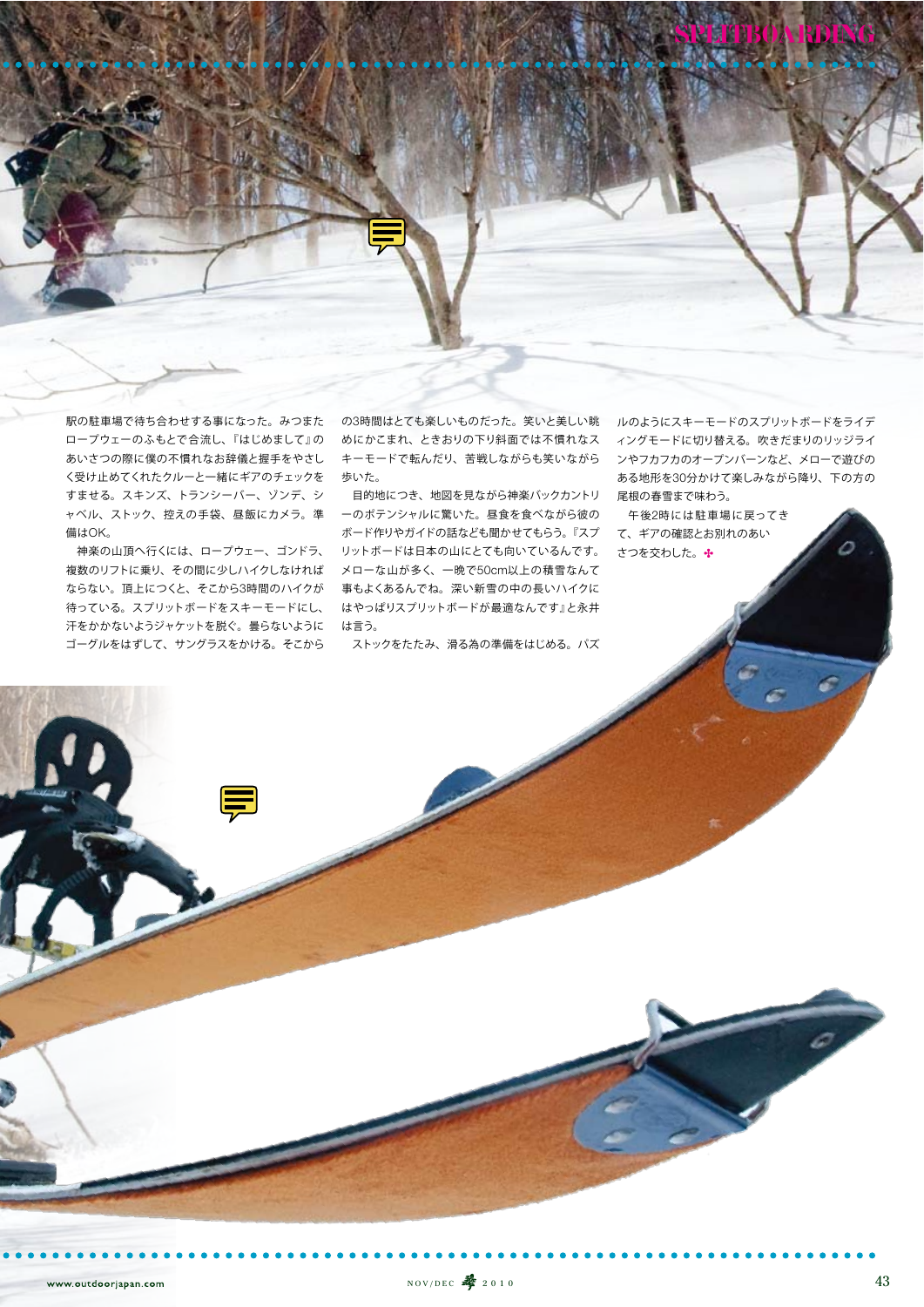駅の駐車場で待ち合わせする事になった。みつまたロープウェーのふもとで合流し、『はじめまして』のあいさつの際に僕の不慣れなお辞儀と握手をやさしく受け止めてくれたクルーと一緒にギアのチェックをすませる。スキンズ、トランシーバー、ゾンデ、シャベル、ストック、控えの手袋、昼飯にカメラ。準備はOK。

神楽の山頂へ行くには、ロープウェー、ゴンドラ、複数のリフトに乗り、その間に少しハイクしなければならない。頂上につくと、そこから3時間のハイクが待っている。スプリットボードをスキーモードにし、汗をかかないようジャケットを脱ぐ。曇らないようにゴーグルをはずして、サングラスをかける。そこからの3時間はとても楽しいものだった。笑いと美しい眺めにかこまれ、ときおりの下り斜面では不慣れなスキーモードで転んだり、苦戦しながらも笑いながら歩いた。

目的地につき、地図を見ながら神楽バックカントリーのポテンシャルに驚いた。昼食を食べながら彼のボード作りやガイドの話なども聞かせてもらう。『スプリットボードは日本の山にとても向いているんです。メローな山が多く、一晩で50cm以上の積雪なんて事もよくあるんでね。深い新雪の中の長いハイクにはやっぱりスプリットボードが最適なんです』と永井は言う。

ストックをたたみ、滑る為の準備をはじめる。パズルのようにスキーモードのスプリットボードをライディングモードに切り替える。吹きだまりのリッジラインやフカフカのオープンバーンなど、メローで遊びのある地形を30分かけて楽しみながら降り、下の方の尾根の春雪まで味わう。

午後2時には駐車場に戻ってきて、ギアの確認とお別れのあいさつを交わした。✣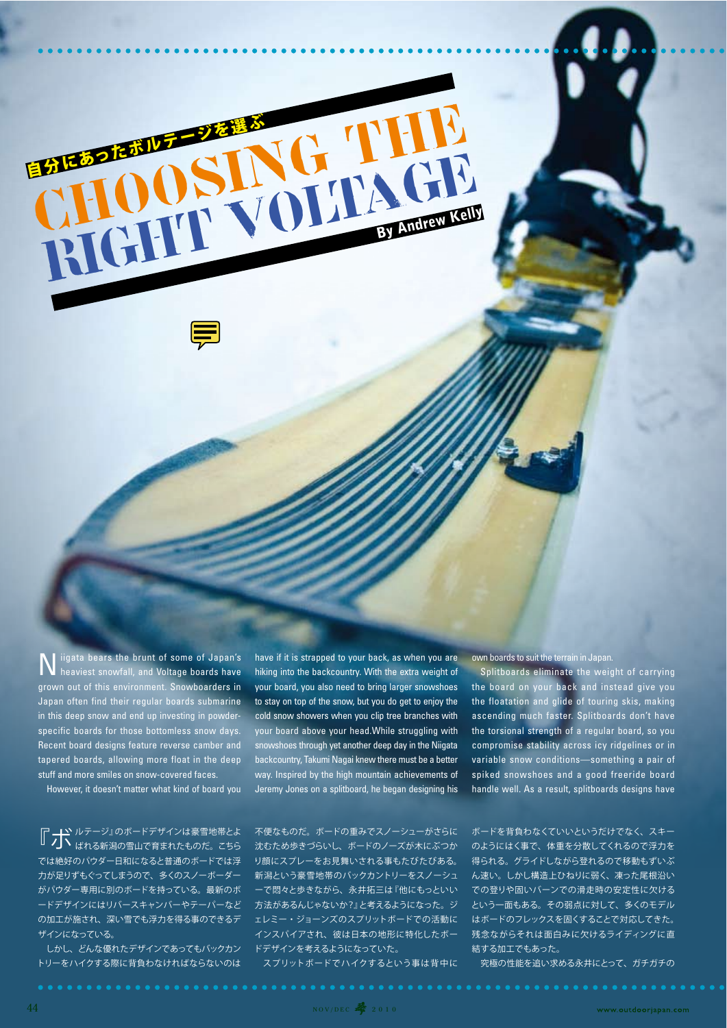# 自分にあったボルテージを選ぶ

# CHOOSING THE RIGHT VOLTAGE

**By Andrew Kelly**

Niigata bears the brunt of some of Japan's heaviest snowfall, and Voltage boards have grown out of this environment. Snowboarders in Japan often find their regular boards submarine in this deep snow and end up investing in powder-specific boards for those bottomless snow days. Recent board designs feature reverse camber and tapered boards, allowing more float in the deep stuff and more smiles on snow-covered faces.

However, it doesn't matter what kind of board you have if it is strapped to your back, as when you are hiking into the backcountry. With the extra weight of your board, you also need to bring larger snowshoes to stay on top of the snow, but you do get to enjoy the cold snow showers when you clip tree branches with your board above your head.While struggling with snowshoes through yet another deep day in the Niigata backcountry, Takumi Nagai knew there must be a better way. Inspired by the high mountain achievements of Jeremy Jones on a splitboard, he began designing his own boards to suit the terrain in Japan.

Splitboards eliminate the weight of carrying the board on your back and instead give you the floatation and glide of touring skis, making ascending much faster. Splitboards don't have the torsional strength of a regular board, so you compromise stability across icy ridgelines or in variable snow conditions—something a pair of spiked snowshoes and a good freeride board handle well. As a result, splitboards designs have

『ボルテージ』のボードデザインは豪雪地帯とよばれる新潟の雪山で育まれたものだ。こちらでは絶好のパウダー日和になると普通のボードでは浮力が足りずもぐってしまうので、多くのスノーボーダーがパウダー専用に別のボードを持っている。最新のボードデザインにはリバースキャンバーやテーパーなどの加工が施され、深い雪でも浮力を得る事のできるデザインになっている。

しかし、どんな優れたデザインであってもバックカントリーをハイクする際に背負わなければならないのは不便なものだ。ボードの重みでスノーシューがさらに沈むため歩きづらいし、ボードのノーズが木にぶつかり顔にスプレーをお見舞いされる事もたびたびある。新潟という豪雪地帯のバックカントリーをスノーシューで悶々と歩きながら、永井拓三は『他にもっといい方法があるんじゃないか?』と考えるようになった。ジェレミー・ジョーンズのスプリットボードでの活動にインスパイアされ、彼は日本の地形に特化したボードデザインを考えるようになっていた。

スプリットボードでハイクするという事は背中にボードを背負わなくていいというだけでなく、スキーのようにはく事で、体重を分散してくれるので浮力を得られる。グライドしながら登れるので移動もずいぶん速い。しかし構造上ひねりに弱く、凍った尾根沿いでの登りや固いバーンでの滑走時の安定性に欠けるという一面もある。その弱点に対して、多くのモデルはボードのフレックスを固くすることで対応してきた。残念ながらそれは面白みに欠けるライディングに直結する加工でもあった。

究極の性能を追い求める永井にとって、ガチガチの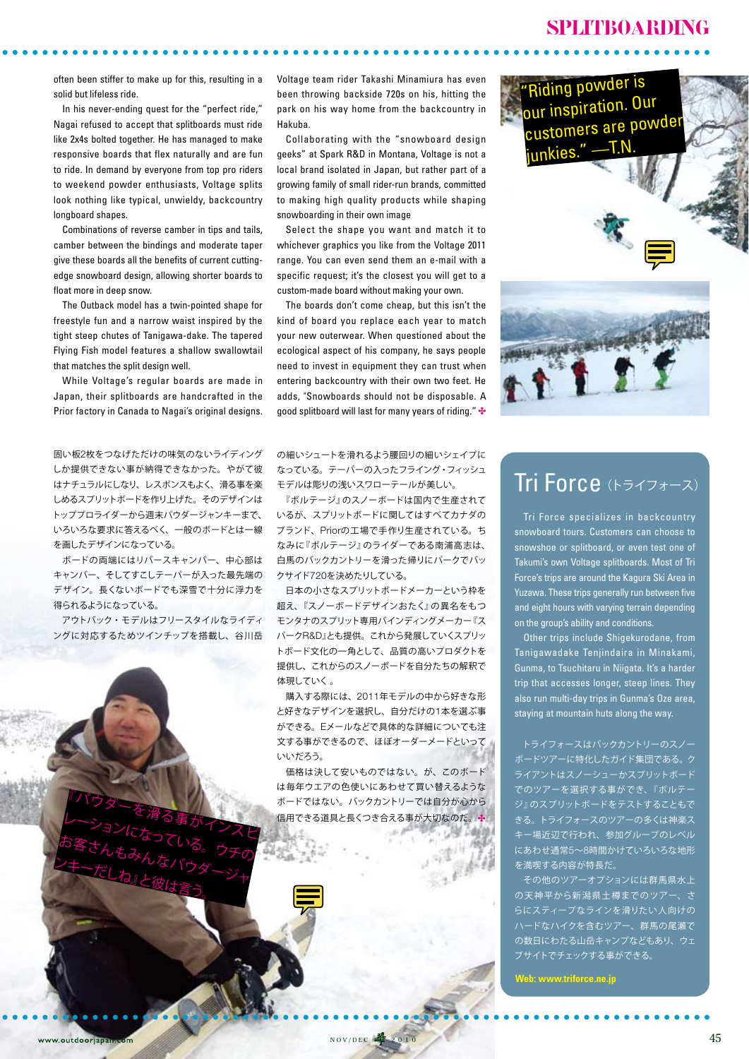often been stiffer to make up for this, resulting in a solid but lifeless ride.

In his never-ending quest for the "perfect ride," Nagai refused to accept that splitboards must ride like 2x4s bolted together. He has managed to make responsive boards that flex naturally and are fun to ride. In demand by everyone from top pro riders to weekend powder enthusiasts, Voltage splits look nothing like typical, unwieldy, backcountry longboard shapes.

Combinations of reverse camber in tips and tails, camber between the bindings and moderate taper give these boards all the benefits of current cutting-edge snowboard design, allowing shorter boards to float more in deep snow.

The Outback model has a twin-pointed shape for freestyle fun and a narrow waist inspired by the tight steep chutes of Tanigawa-dake. The tapered Flying Fish model features a shallow swallowtail that matches the split design well.

While Voltage's regular boards are made in Japan, their splitboards are handcrafted in the Prior factory in Canada to Nagai's original designs. Voltage team rider Takashi Minamiura has even been throwing backside 720s on his, hitting the park on his way home from the backcountry in Hakuba.

Collaborating with the "snowboard design geeks" at Spark R&D in Montana, Voltage is not a local brand isolated in Japan, but rather part of a growing family of small rider-run brands, committed to making high quality products while shaping snowboarding in their own image

Select the shape you want and match it to whichever graphics you like from the Voltage 2011 range. You can even send them an e-mail with a specific request; it's the closest you will get to a custom-made board without making your own.

The boards don't come cheap, but this isn't the kind of board you replace each year to match your new outerwear. When questioned about the ecological aspect of his company, he says people need to invest in equipment they can trust when entering backcountry with their own two feet. He adds, "Snowboards should not be disposable. A good splitboard will last for many years of riding." ✣

"Riding powder is our inspiration. Our customers are powder junkies." —T.N.

固い板2枚をつなげただけの味気のないライディングしか提供できない事が納得できなかった。やがて彼はナチュラルにしなり、レスポンスもよく、滑る事を楽しめるスプリットボードを作り上げた。そのデザインはトッププロライダーから週末パウダージャンキーまで、いろいろな要求に答えるべく、一般のボードとは一線を画したデザインになっている。

ボードの両端にはリバースキャンバー、中心部はキャンバー、そしてすこしテーパーが入った最先端のデザイン。長くないボードでも深雪で十分に浮力を得られるようになっている。

アウトバック・モデルはフリースタイルなライディングに対応するためツインチップを搭載し、谷川岳の細いシュートを滑れるよう腰回りの細いシェイプになっている。テーパーの入ったフライング・フィッシュモデルは彫りの浅いスワローテールが美しい。

『ボルテージ』のスノーボードは国内で生産されているが、スプリットボードに関してはすべてカナダのブランド、Priorの工場で手作り生産されている。ちなみに『ボルテージ』のライダーである南浦高志は、白馬のバックカントリーを滑った帰りにパークでバックサイド720を決めたりしている。

日本の小さなスプリットボードメーカーという枠を超え、『スノーボードデザインおたく』の異名をもつモンタナのスプリット専用バインディングメーカー『スパークR&D』とも提供。これから発展していくスプリットボード文化の一角として、品質の高いプロダクトを提供し、これからのスノーボードを自分たちの解釈で体現していく。

購入する際には、2011年モデルの中から好きな形と好きなデザインを選択し、自分だけの1本を選ぶ事ができる。Eメールなどで具体的な詳細についても注文する事ができるので、ほぼオーダーメードといっていいだろう。

価格は決して安いものではない。が、このボードは毎年ウエアの色使いにあわせて買い替えるようなボードではない。バックカントリーでは自分が心から信用できる道具と長くつき合える事が大切なのだ。✣

『パウダーを滑る事がインスピレーションになっている。ウチのお客さんもみんなパウダージャンキーだしね』と彼は言う。

## Tri Force（トライフォース）

Tri Force specializes in backcountry snowboard tours. Customers can choose to snowshoe or splitboard, or even test one of Takumi's own Voltage splitboards. Most of Tri Force's trips are around the Kagura Ski Area in Yuzawa. These trips generally run between five and eight hours with varying terrain depending on the group's ability and conditions.

Other trips include Shigekurodane, from Tanigawadake Tenjindaira in Minakami, Gunma, to Tsuchitaru in Niigata. It's a harder trip that accesses longer, steep lines. They also run multi-day trips in Gunma's Oze area, staying at mountain huts along the way.

トライフォースはバックカントリーのスノーボードツアーに特化したガイド集団である。クライアントはスノーシューかスプリットボードでのツアーを選択する事ができ、『ボルテージ』のスプリットボードをテストすることもできる。トライフォースのツアーの多くは神楽スキー場近辺で行われ、参加グループのレベルにあわせ通常5〜8時間かけていろいろな地形を満喫する内容が特長だ。

その他のツアーオプションには群馬県水上の天神平から新潟県土樽までのツアー、さらにスティープなラインを滑りたい人向けのハードなハイクを含むツアー、群馬の尾瀬での数日にわたる山岳キャンプなどもあり、ウェブサイトでチェックする事ができる。

**Web: www.triforce.ne.jp**